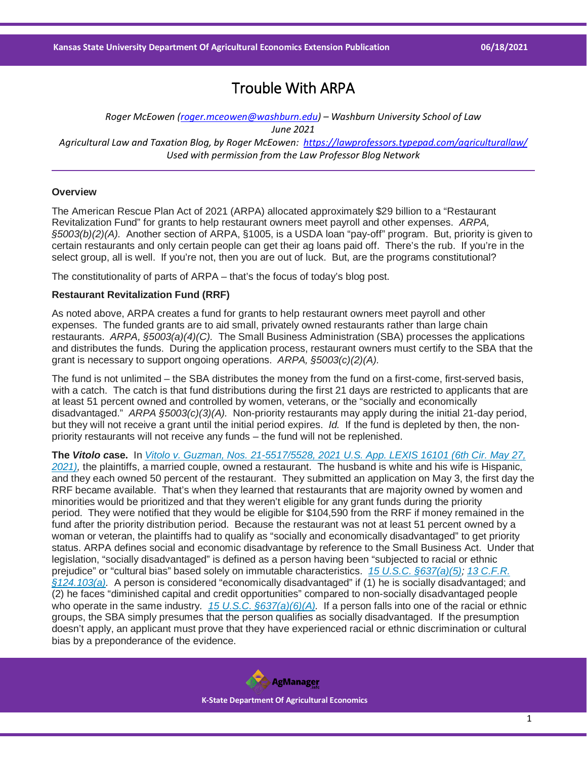# Trouble With ARPA

*Roger McEowen (roger.mceowen@washburn.edu) – Washburn University School of Law*
*June 2021*
*Agricultural Law and Taxation Blog, by Roger McEowen: https://lawprofessors.typepad.com/agriculturallaw/*
*Used with permission from the Law Professor Blog Network*

## Overview

The American Rescue Plan Act of 2021 (ARPA) allocated approximately $29 billion to a "Restaurant Revitalization Fund" for grants to help restaurant owners meet payroll and other expenses. *ARPA, §5003(b)(2)(A).* Another section of ARPA, §1005, is a USDA loan "pay-off" program. But, priority is given to certain restaurants and only certain people can get their ag loans paid off. There's the rub. If you're in the select group, all is well. If you're not, then you are out of luck. But, are the programs constitutional?

The constitutionality of parts of ARPA – that's the focus of today's blog post.

## Restaurant Revitalization Fund (RRF)

As noted above, ARPA creates a fund for grants to help restaurant owners meet payroll and other expenses. The funded grants are to aid small, privately owned restaurants rather than large chain restaurants. *ARPA, §5003(a)(4)(C).* The Small Business Administration (SBA) processes the applications and distributes the funds. During the application process, restaurant owners must certify to the SBA that the grant is necessary to support ongoing operations. *ARPA, §5003(c)(2)(A).*

The fund is not unlimited – the SBA distributes the money from the fund on a first-come, first-served basis, with a catch. The catch is that fund distributions during the first 21 days are restricted to applicants that are at least 51 percent owned and controlled by women, veterans, or the "socially and economically disadvantaged." *ARPA §5003(c)(3)(A).* Non-priority restaurants may apply during the initial 21-day period, but they will not receive a grant until the initial period expires. *Id.* If the fund is depleted by then, the non-priority restaurants will not receive any funds – the fund will not be replenished.

**The *Vitolo* case.** In *Vitolo v. Guzman, Nos. 21-5517/5528, 2021 U.S. App. LEXIS 16101 (6th Cir. May 27, 2021),* the plaintiffs, a married couple, owned a restaurant. The husband is white and his wife is Hispanic, and they each owned 50 percent of the restaurant. They submitted an application on May 3, the first day the RRF became available. That's when they learned that restaurants that are majority owned by women and minorities would be prioritized and that they weren't eligible for any grant funds during the priority period. They were notified that they would be eligible for $104,590 from the RRF if money remained in the fund after the priority distribution period. Because the restaurant was not at least 51 percent owned by a woman or veteran, the plaintiffs had to qualify as "socially and economically disadvantaged" to get priority status. ARPA defines social and economic disadvantage by reference to the Small Business Act. Under that legislation, "socially disadvantaged" is defined as a person having been "subjected to racial or ethnic prejudice" or "cultural bias" based solely on immutable characteristics. *15 U.S.C. §637(a)(5); 13 C.F.R. §124.103(a).* A person is considered "economically disadvantaged" if (1) he is socially disadvantaged; and (2) he faces "diminished capital and credit opportunities" compared to non-socially disadvantaged people who operate in the same industry. *15 U.S.C. §637(a)(6)(A).* If a person falls into one of the racial or ethnic groups, the SBA simply presumes that the person qualifies as socially disadvantaged. If the presumption doesn't apply, an applicant must prove that they have experienced racial or ethnic discrimination or cultural bias by a preponderance of the evidence.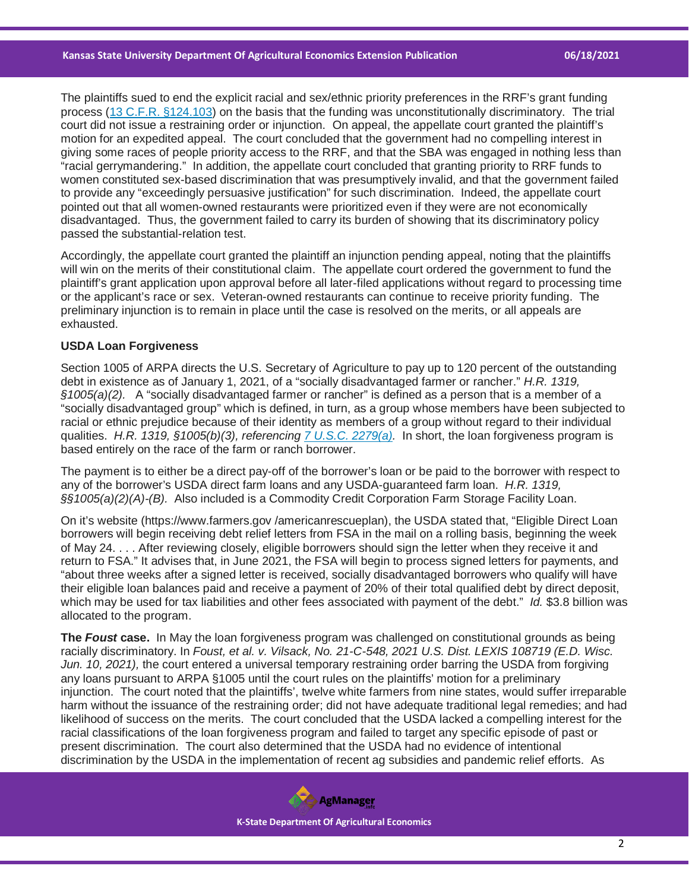The plaintiffs sued to end the explicit racial and sex/ethnic priority preferences in the RRF's grant funding process ([13 C.F.R. §124.103](https://www.law.cornell.edu/cfr/text/13/124.103)) on the basis that the funding was unconstitutionally discriminatory. The trial court did not issue a restraining order or injunction. On appeal, the appellate court granted the plaintiff's motion for an expedited appeal. The court concluded that the government had no compelling interest in giving some races of people priority access to the RRF, and that the SBA was engaged in nothing less than "racial gerrymandering." In addition, the appellate court concluded that granting priority to RRF funds to women constituted sex-based discrimination that was presumptively invalid, and that the government failed to provide any "exceedingly persuasive justification" for such discrimination. Indeed, the appellate court pointed out that all women-owned restaurants were prioritized even if they were are not economically disadvantaged. Thus, the government failed to carry its burden of showing that its discriminatory policy passed the substantial-relation test.

Accordingly, the appellate court granted the plaintiff an injunction pending appeal, noting that the plaintiffs will win on the merits of their constitutional claim. The appellate court ordered the government to fund the plaintiff's grant application upon approval before all later-filed applications without regard to processing time or the applicant's race or sex. Veteran-owned restaurants can continue to receive priority funding. The preliminary injunction is to remain in place until the case is resolved on the merits, or all appeals are exhausted.

**USDA Loan Forgiveness**

Section 1005 of ARPA directs the U.S. Secretary of Agriculture to pay up to 120 percent of the outstanding debt in existence as of January 1, 2021, of a "socially disadvantaged farmer or rancher." *H.R. 1319, §1005(a)(2).* A "socially disadvantaged farmer or rancher" is defined as a person that is a member of a "socially disadvantaged group" which is defined, in turn, as a group whose members have been subjected to racial or ethnic prejudice because of their identity as members of a group without regard to their individual qualities. *H.R. 1319, §1005(b)(3), referencing [7 U.S.C. 2279(a)](https://www.law.cornell.edu/uscode/text/7/2279).* In short, the loan forgiveness program is based entirely on the race of the farm or ranch borrower.

The payment is to either be a direct pay-off of the borrower's loan or be paid to the borrower with respect to any of the borrower's USDA direct farm loans and any USDA-guaranteed farm loan. *H.R. 1319, §§1005(a)(2)(A)-(B).* Also included is a Commodity Credit Corporation Farm Storage Facility Loan.

On it's website (https://www.farmers.gov /americanrescueplan), the USDA stated that, "Eligible Direct Loan borrowers will begin receiving debt relief letters from FSA in the mail on a rolling basis, beginning the week of May 24. . . . After reviewing closely, eligible borrowers should sign the letter when they receive it and return to FSA." It advises that, in June 2021, the FSA will begin to process signed letters for payments, and "about three weeks after a signed letter is received, socially disadvantaged borrowers who qualify will have their eligible loan balances paid and receive a payment of 20% of their total qualified debt by direct deposit, which may be used for tax liabilities and other fees associated with payment of the debt." *Id.* $3.8 billion was allocated to the program.

**The *Foust* case.** In May the loan forgiveness program was challenged on constitutional grounds as being racially discriminatory. In *Foust, et al. v. Vilsack, No. 21-C-548, 2021 U.S. Dist. LEXIS 108719 (E.D. Wisc. Jun. 10, 2021),* the court entered a universal temporary restraining order barring the USDA from forgiving any loans pursuant to ARPA §1005 until the court rules on the plaintiffs' motion for a preliminary injunction. The court noted that the plaintiffs', twelve white farmers from nine states, would suffer irreparable harm without the issuance of the restraining order; did not have adequate traditional legal remedies; and had likelihood of success on the merits. The court concluded that the USDA lacked a compelling interest for the racial classifications of the loan forgiveness program and failed to target any specific episode of past or present discrimination. The court also determined that the USDA had no evidence of intentional discrimination by the USDA in the implementation of recent ag subsidies and pandemic relief efforts. As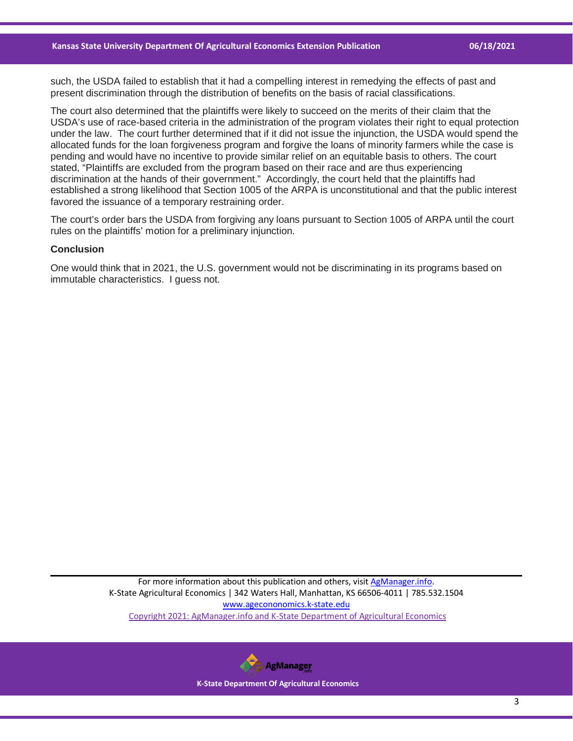such, the USDA failed to establish that it had a compelling interest in remedying the effects of past and present discrimination through the distribution of benefits on the basis of racial classifications.

The court also determined that the plaintiffs were likely to succeed on the merits of their claim that the USDA's use of race-based criteria in the administration of the program violates their right to equal protection under the law. The court further determined that if it did not issue the injunction, the USDA would spend the allocated funds for the loan forgiveness program and forgive the loans of minority farmers while the case is pending and would have no incentive to provide similar relief on an equitable basis to others. The court stated, "Plaintiffs are excluded from the program based on their race and are thus experiencing discrimination at the hands of their government." Accordingly, the court held that the plaintiffs had established a strong likelihood that Section 1005 of the ARPA is unconstitutional and that the public interest favored the issuance of a temporary restraining order.

The court's order bars the USDA from forgiving any loans pursuant to Section 1005 of ARPA until the court rules on the plaintiffs' motion for a preliminary injunction.

**Conclusion**

One would think that in 2021, the U.S. government would not be discriminating in its programs based on immutable characteristics. I guess not.

For more information about this publication and others, visit AgManager.info.
K-State Agricultural Economics | 342 Waters Hall, Manhattan, KS 66506-4011 | 785.532.1504
www.ageconomics.k-state.edu
Copyright 2021: AgManager.info and K-State Department of Agricultural Economics